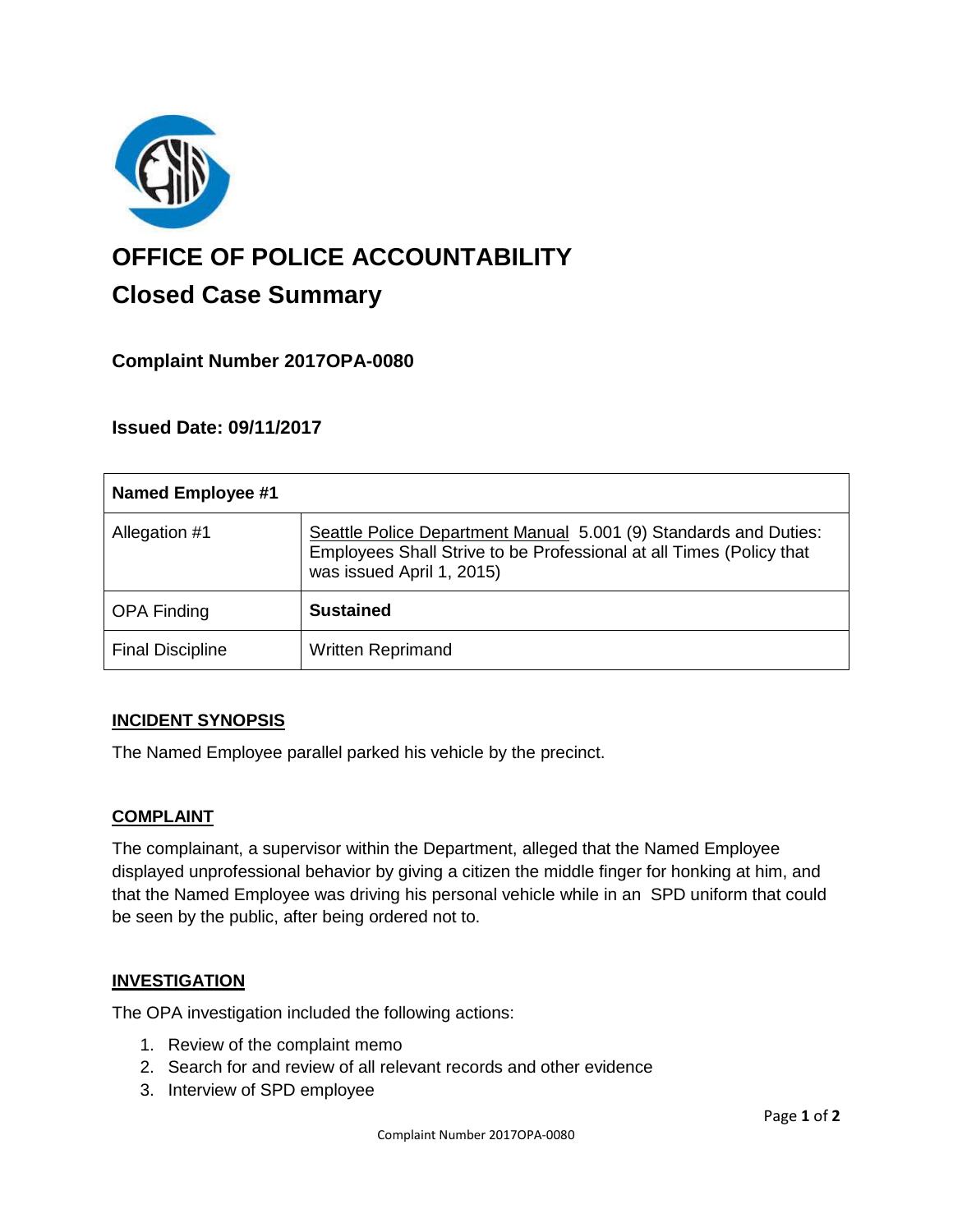# OFFICE OF POLICE ACCOUNTABILITY

## Closed Case Summary

### Complaint Number 2017OPA-0080

### Issued Date: 09/11/2017

| Named Employee #1 | |
|---|---|
| Allegation #1 | Seattle Police Department Manual 5.001 (9) Standards and Duties: Employees Shall Strive to be Professional at all Times (Policy that was issued April 1, 2015) |
| OPA Finding | **Sustained** |
| Final Discipline | Written Reprimand |

**INCIDENT SYNOPSIS**

The Named Employee parallel parked his vehicle by the precinct.

**COMPLAINT**

The complainant, a supervisor within the Department, alleged that the Named Employee displayed unprofessional behavior by giving a citizen the middle finger for honking at him, and that the Named Employee was driving his personal vehicle while in an SPD uniform that could be seen by the public, after being ordered not to.

**INVESTIGATION**

The OPA investigation included the following actions:

1. Review of the complaint memo
2. Search for and review of all relevant records and other evidence
3. Interview of SPD employee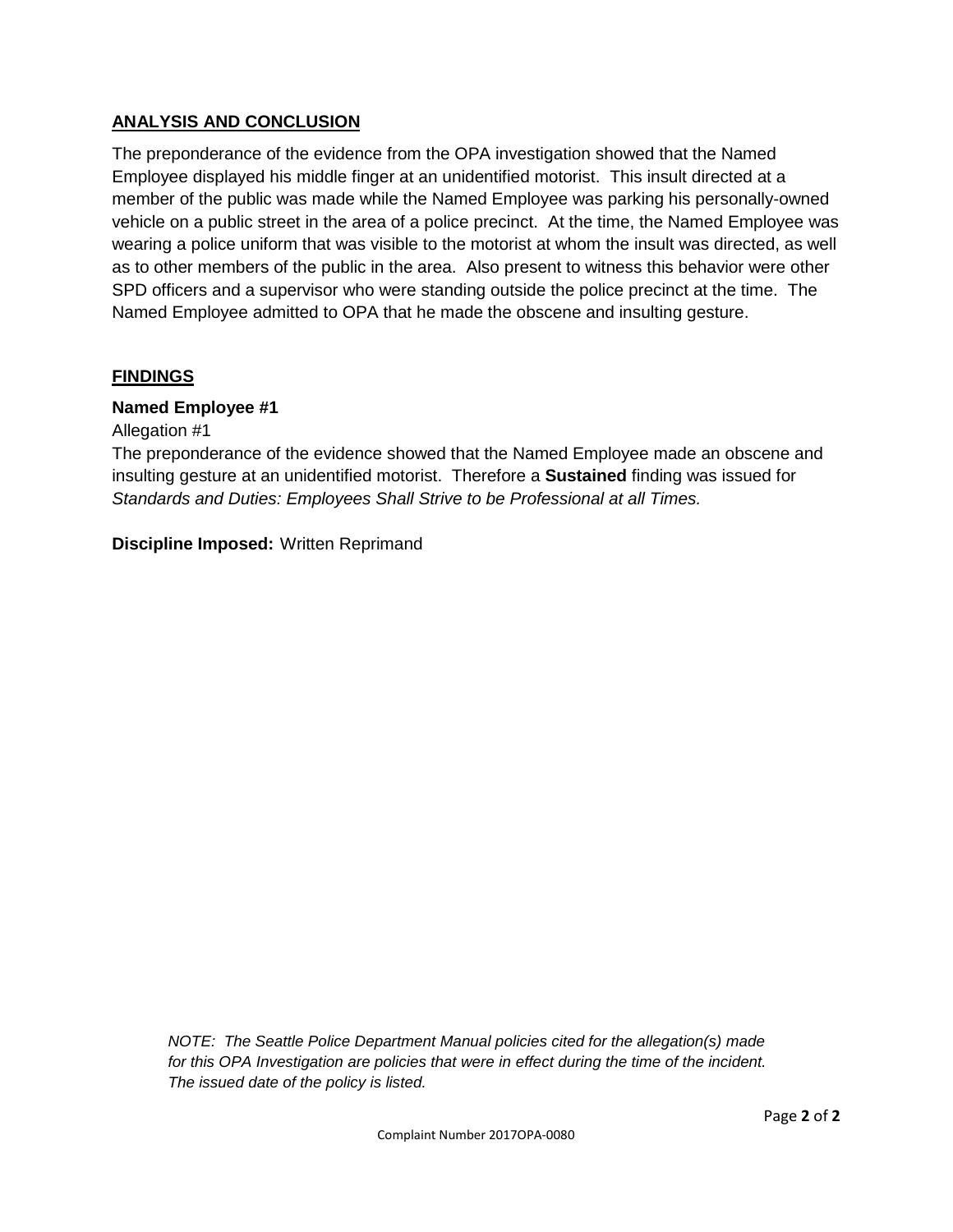## ANALYSIS AND CONCLUSION

The preponderance of the evidence from the OPA investigation showed that the Named Employee displayed his middle finger at an unidentified motorist. This insult directed at a member of the public was made while the Named Employee was parking his personally-owned vehicle on a public street in the area of a police precinct. At the time, the Named Employee was wearing a police uniform that was visible to the motorist at whom the insult was directed, as well as to other members of the public in the area. Also present to witness this behavior were other SPD officers and a supervisor who were standing outside the police precinct at the time. The Named Employee admitted to OPA that he made the obscene and insulting gesture.

## FINDINGS

**Named Employee #1**

Allegation #1

The preponderance of the evidence showed that the Named Employee made an obscene and insulting gesture at an unidentified motorist. Therefore a **Sustained** finding was issued for *Standards and Duties: Employees Shall Strive to be Professional at all Times.*

**Discipline Imposed:** Written Reprimand

*NOTE: The Seattle Police Department Manual policies cited for the allegation(s) made for this OPA Investigation are policies that were in effect during the time of the incident. The issued date of the policy is listed.*

Complaint Number 2017OPA-0080